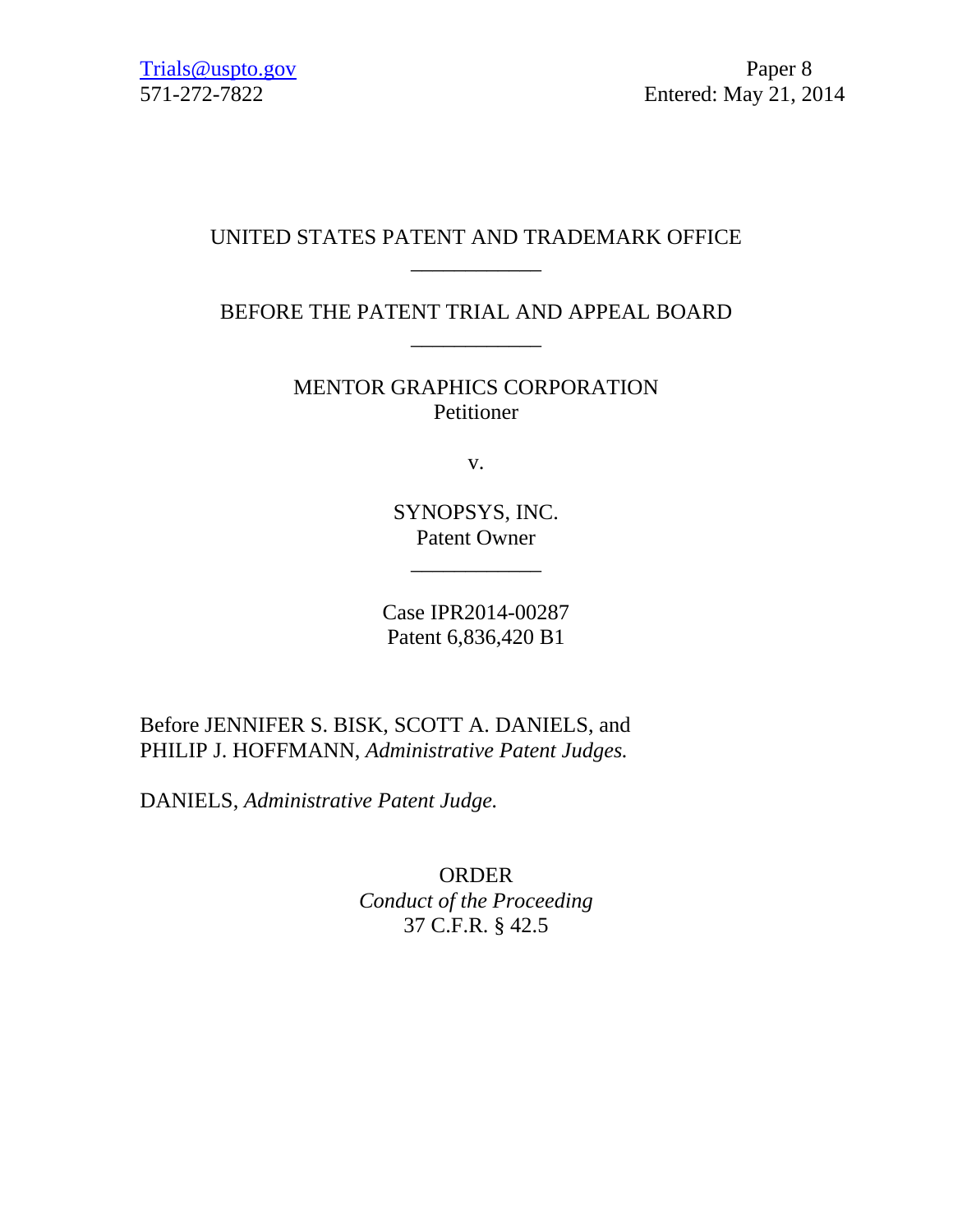Trials@uspto.gov
571-272-7822

Paper 8
Entered: May 21, 2014

UNITED STATES PATENT AND TRADEMARK OFFICE

____________

BEFORE THE PATENT TRIAL AND APPEAL BOARD

____________

MENTOR GRAPHICS CORPORATION
Petitioner

v.

SYNOPSYS, INC.
Patent Owner

____________

Case IPR2014-00287
Patent 6,836,420 B1

Before JENNIFER S. BISK, SCOTT A. DANIELS, and PHILIP J. HOFFMANN, *Administrative Patent Judges.*

DANIELS, *Administrative Patent Judge.*

ORDER
*Conduct of the Proceeding*
37 C.F.R. § 42.5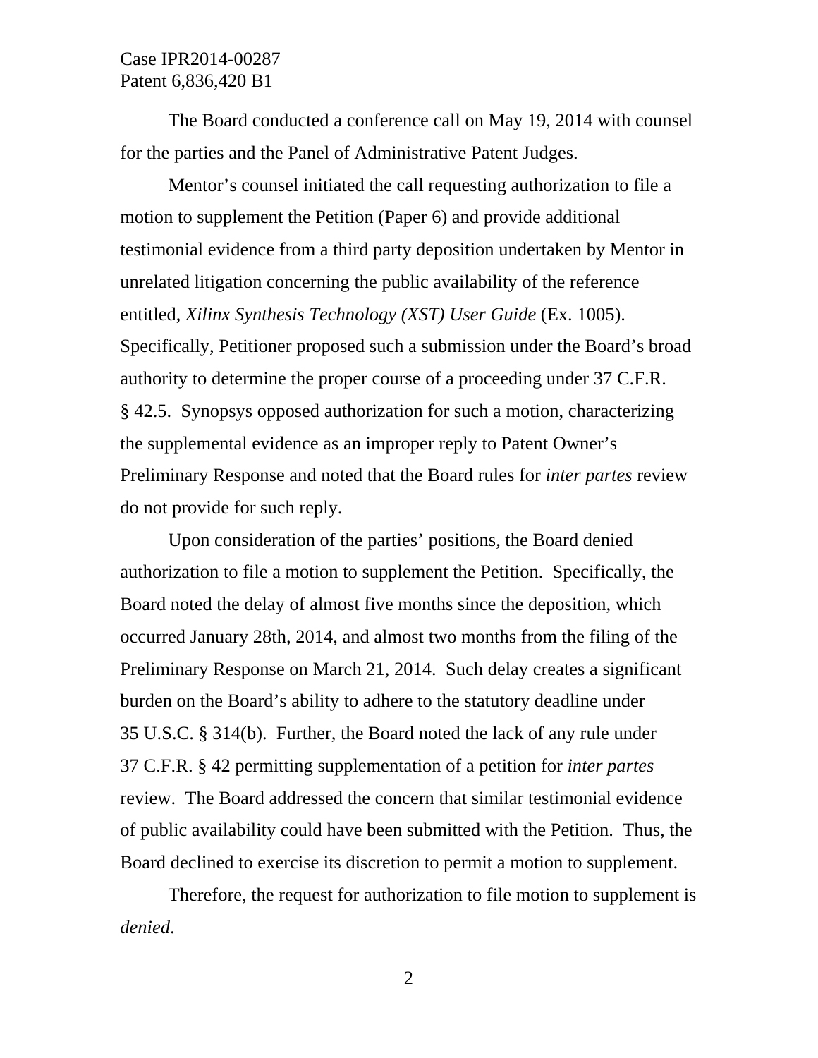The Board conducted a conference call on May 19, 2014 with counsel for the parties and the Panel of Administrative Patent Judges.

Mentor's counsel initiated the call requesting authorization to file a motion to supplement the Petition (Paper 6) and provide additional testimonial evidence from a third party deposition undertaken by Mentor in unrelated litigation concerning the public availability of the reference entitled, *Xilinx Synthesis Technology (XST) User Guide* (Ex. 1005). Specifically, Petitioner proposed such a submission under the Board's broad authority to determine the proper course of a proceeding under 37 C.F.R. § 42.5. Synopsys opposed authorization for such a motion, characterizing the supplemental evidence as an improper reply to Patent Owner's Preliminary Response and noted that the Board rules for *inter partes* review do not provide for such reply.

Upon consideration of the parties' positions, the Board denied authorization to file a motion to supplement the Petition. Specifically, the Board noted the delay of almost five months since the deposition, which occurred January 28th, 2014, and almost two months from the filing of the Preliminary Response on March 21, 2014. Such delay creates a significant burden on the Board's ability to adhere to the statutory deadline under 35 U.S.C. § 314(b). Further, the Board noted the lack of any rule under 37 C.F.R. § 42 permitting supplementation of a petition for *inter partes* review. The Board addressed the concern that similar testimonial evidence of public availability could have been submitted with the Petition. Thus, the Board declined to exercise its discretion to permit a motion to supplement.

Therefore, the request for authorization to file motion to supplement is *denied*.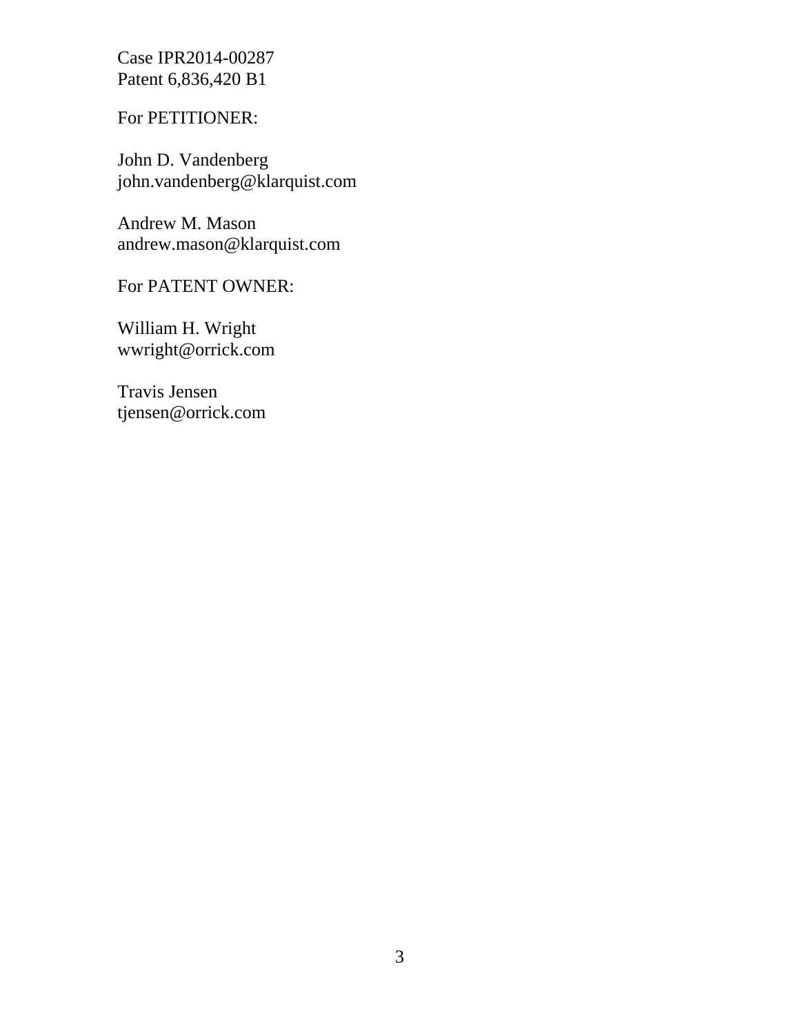Case IPR2014-00287
Patent 6,836,420 B1

For PETITIONER:

John D. Vandenberg
john.vandenberg@klarquist.com

Andrew M. Mason
andrew.mason@klarquist.com

For PATENT OWNER:

William H. Wright
wwright@orrick.com

Travis Jensen
tjensen@orrick.com